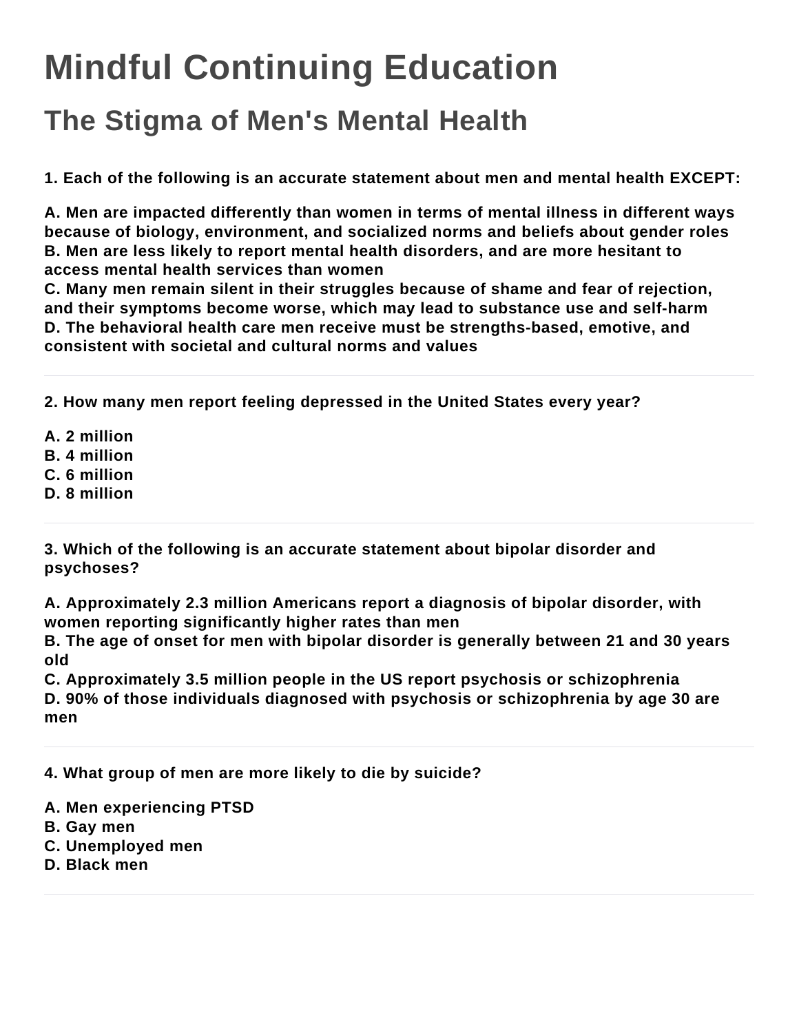# Mindful Continuing Education

## The Stigma of Men's Mental Health

**1. Each of the following is an accurate statement about men and mental health EXCEPT:**

**A. Men are impacted differently than women in terms of mental illness in different ways because of biology, environment, and socialized norms and beliefs about gender roles**
**B. Men are less likely to report mental health disorders, and are more hesitant to access mental health services than women**
**C. Many men remain silent in their struggles because of shame and fear of rejection, and their symptoms become worse, which may lead to substance use and self-harm**
**D. The behavioral health care men receive must be strengths-based, emotive, and consistent with societal and cultural norms and values**

---

**2. How many men report feeling depressed in the United States every year?**

**A. 2 million**
**B. 4 million**
**C. 6 million**
**D. 8 million**

---

**3. Which of the following is an accurate statement about bipolar disorder and psychoses?**

**A. Approximately 2.3 million Americans report a diagnosis of bipolar disorder, with women reporting significantly higher rates than men**
**B. The age of onset for men with bipolar disorder is generally between 21 and 30 years old**
**C. Approximately 3.5 million people in the US report psychosis or schizophrenia**
**D. 90% of those individuals diagnosed with psychosis or schizophrenia by age 30 are men**

---

**4. What group of men are more likely to die by suicide?**

**A. Men experiencing PTSD**
**B. Gay men**
**C. Unemployed men**
**D. Black men**

---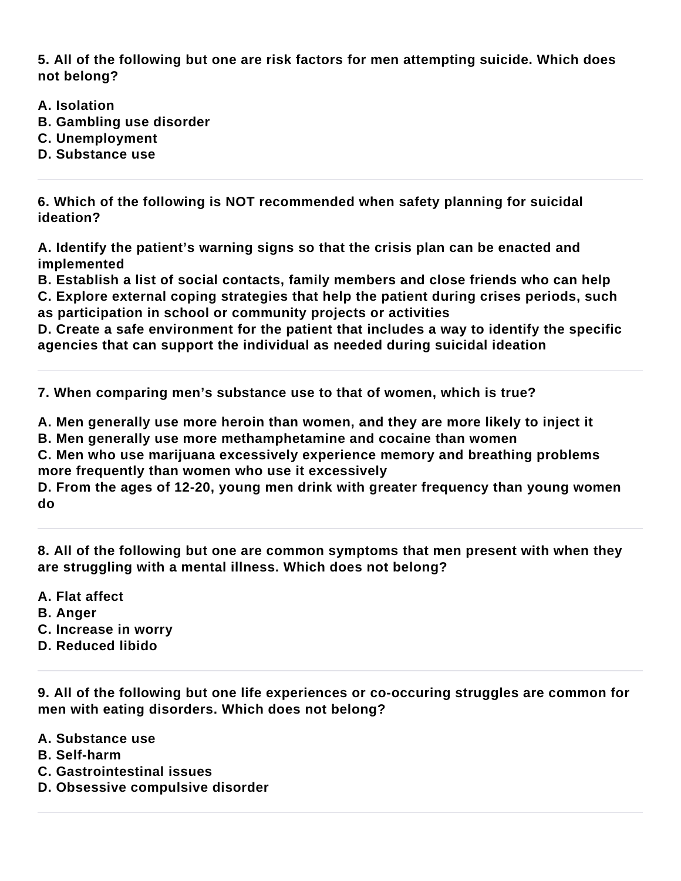**5. All of the following but one are risk factors for men attempting suicide. Which does not belong?**

**A. Isolation**
**B. Gambling use disorder**
**C. Unemployment**
**D. Substance use**

---

**6. Which of the following is NOT recommended when safety planning for suicidal ideation?**

**A. Identify the patient's warning signs so that the crisis plan can be enacted and implemented**
**B. Establish a list of social contacts, family members and close friends who can help**
**C. Explore external coping strategies that help the patient during crises periods, such as participation in school or community projects or activities**
**D. Create a safe environment for the patient that includes a way to identify the specific agencies that can support the individual as needed during suicidal ideation**

---

**7. When comparing men's substance use to that of women, which is true?**

**A. Men generally use more heroin than women, and they are more likely to inject it**
**B. Men generally use more methamphetamine and cocaine than women**
**C. Men who use marijuana excessively experience memory and breathing problems more frequently than women who use it excessively**
**D. From the ages of 12-20, young men drink with greater frequency than young women do**

---

**8. All of the following but one are common symptoms that men present with when they are struggling with a mental illness. Which does not belong?**

**A. Flat affect**
**B. Anger**
**C. Increase in worry**
**D. Reduced libido**

---

**9. All of the following but one life experiences or co-occuring struggles are common for men with eating disorders. Which does not belong?**

**A. Substance use**
**B. Self-harm**
**C. Gastrointestinal issues**
**D. Obsessive compulsive disorder**

---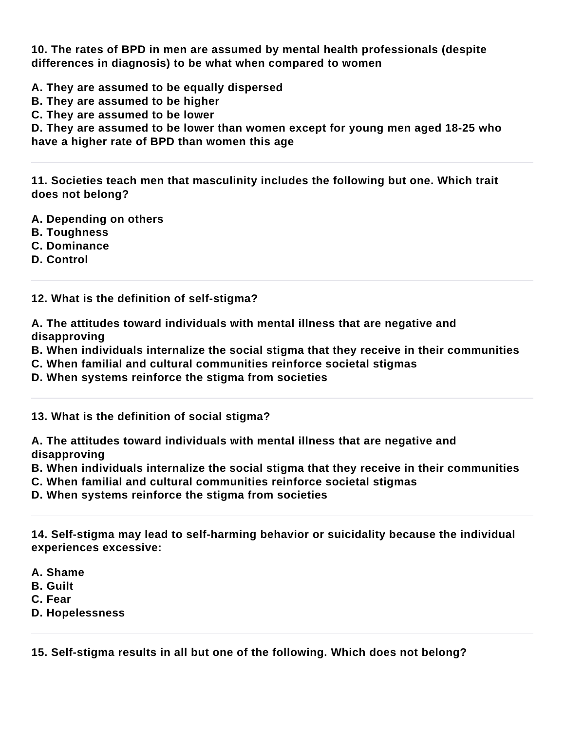**10. The rates of BPD in men are assumed by mental health professionals (despite differences in diagnosis) to be what when compared to women**

**A. They are assumed to be equally dispersed**
**B. They are assumed to be higher**
**C. They are assumed to be lower**
**D. They are assumed to be lower than women except for young men aged 18-25 who have a higher rate of BPD than women this age**

---

**11. Societies teach men that masculinity includes the following but one. Which trait does not belong?**

**A. Depending on others**
**B. Toughness**
**C. Dominance**
**D. Control**

---

**12. What is the definition of self-stigma?**

**A. The attitudes toward individuals with mental illness that are negative and disapproving**
**B. When individuals internalize the social stigma that they receive in their communities**
**C. When familial and cultural communities reinforce societal stigmas**
**D. When systems reinforce the stigma from societies**

---

**13. What is the definition of social stigma?**

**A. The attitudes toward individuals with mental illness that are negative and disapproving**
**B. When individuals internalize the social stigma that they receive in their communities**
**C. When familial and cultural communities reinforce societal stigmas**
**D. When systems reinforce the stigma from societies**

---

**14. Self-stigma may lead to self-harming behavior or suicidality because the individual experiences excessive:**

**A. Shame**
**B. Guilt**
**C. Fear**
**D. Hopelessness**

---

**15. Self-stigma results in all but one of the following. Which does not belong?**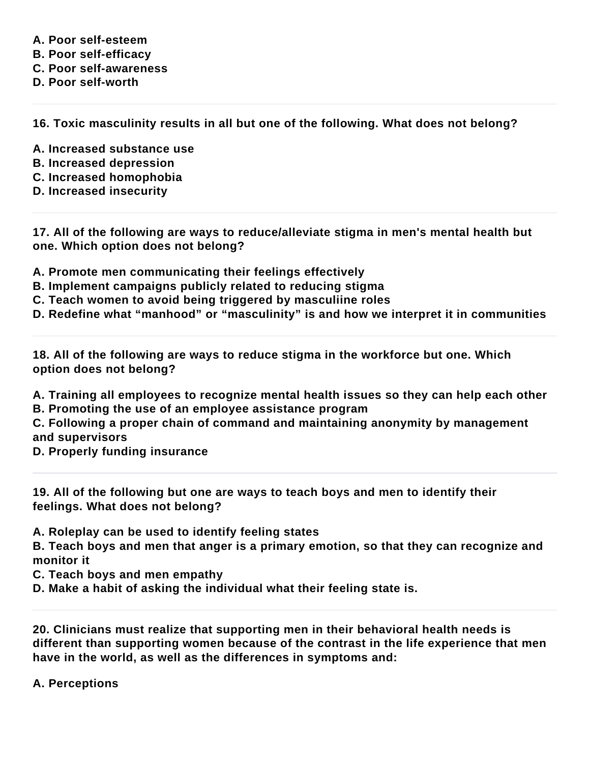**A. Poor self-esteem**
**B. Poor self-efficacy**
**C. Poor self-awareness**
**D. Poor self-worth**

---

**16. Toxic masculinity results in all but one of the following. What does not belong?**

**A. Increased substance use**
**B. Increased depression**
**C. Increased homophobia**
**D. Increased insecurity**

---

**17. All of the following are ways to reduce/alleviate stigma in men's mental health but one. Which option does not belong?**

**A. Promote men communicating their feelings effectively**
**B. Implement campaigns publicly related to reducing stigma**
**C. Teach women to avoid being triggered by masculiine roles**
**D. Redefine what "manhood" or "masculinity" is and how we interpret it in communities**

---

**18. All of the following are ways to reduce stigma in the workforce but one. Which option does not belong?**

**A. Training all employees to recognize mental health issues so they can help each other**
**B. Promoting the use of an employee assistance program**
**C. Following a proper chain of command and maintaining anonymity by management and supervisors**
**D. Properly funding insurance**

---

**19. All of the following but one are ways to teach boys and men to identify their feelings. What does not belong?**

**A. Roleplay can be used to identify feeling states**
**B. Teach boys and men that anger is a primary emotion, so that they can recognize and monitor it**
**C. Teach boys and men empathy**
**D. Make a habit of asking the individual what their feeling state is.**

---

**20. Clinicians must realize that supporting men in their behavioral health needs is different than supporting women because of the contrast in the life experience that men have in the world, as well as the differences in symptoms and:**

**A. Perceptions**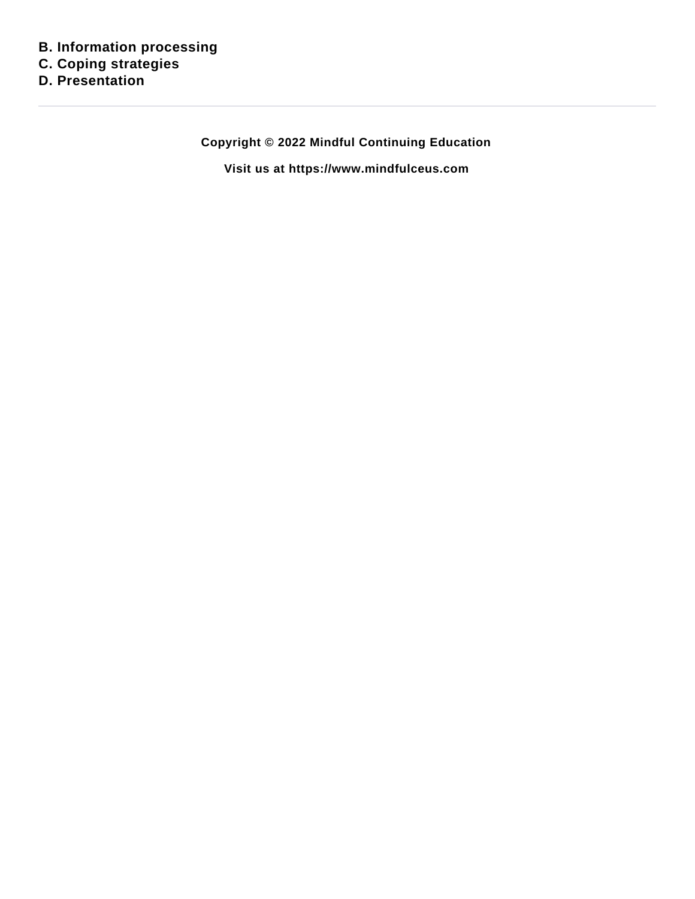**B. Information processing**
**C. Coping strategies**
**D. Presentation**

---

**Copyright © 2022 Mindful Continuing Education**

**Visit us at https://www.mindfulceus.com**